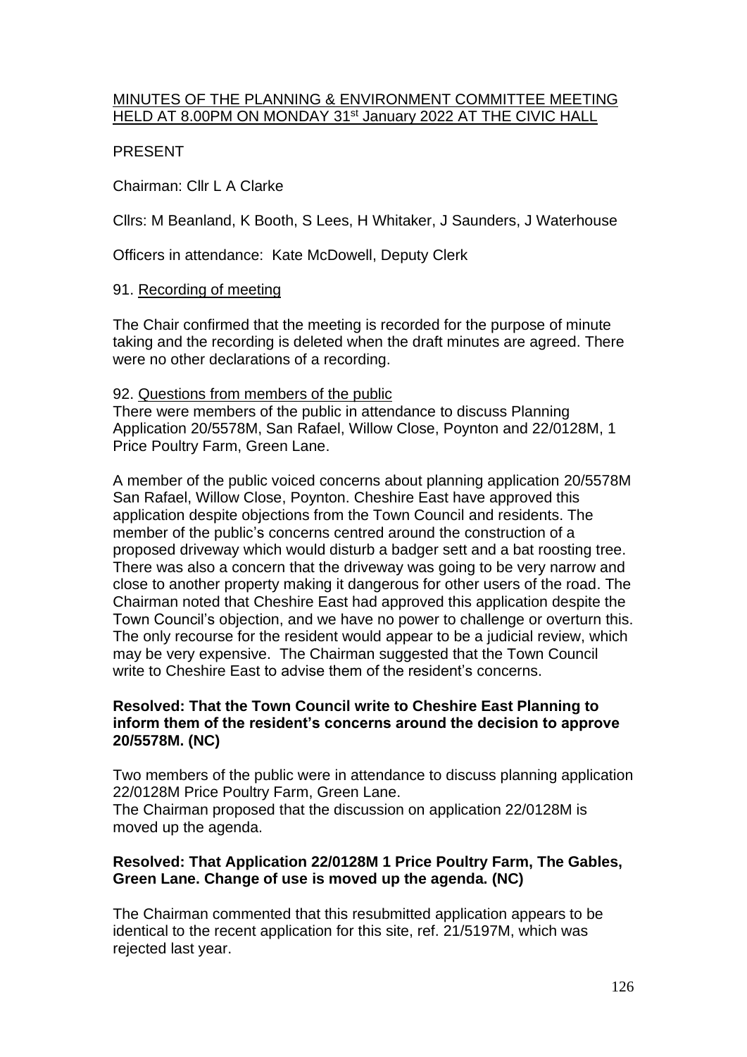# MINUTES OF THE PLANNING & ENVIRONMENT COMMITTEE MEETING HELD AT 8.00PM ON MONDAY 31st January 2022 AT THE CIVIC HALL

PRESENT

Chairman: Cllr L A Clarke

Cllrs: M Beanland, K Booth, S Lees, H Whitaker, J Saunders, J Waterhouse

Officers in attendance: Kate McDowell, Deputy Clerk

## 91. Recording of meeting

The Chair confirmed that the meeting is recorded for the purpose of minute taking and the recording is deleted when the draft minutes are agreed. There were no other declarations of a recording.

## 92. Questions from members of the public

There were members of the public in attendance to discuss Planning Application 20/5578M, San Rafael, Willow Close, Poynton and 22/0128M, 1 Price Poultry Farm, Green Lane.

A member of the public voiced concerns about planning application 20/5578M San Rafael, Willow Close, Poynton. Cheshire East have approved this application despite objections from the Town Council and residents. The member of the public's concerns centred around the construction of a proposed driveway which would disturb a badger sett and a bat roosting tree. There was also a concern that the driveway was going to be very narrow and close to another property making it dangerous for other users of the road. The Chairman noted that Cheshire East had approved this application despite the Town Council's objection, and we have no power to challenge or overturn this. The only recourse for the resident would appear to be a judicial review, which may be very expensive. The Chairman suggested that the Town Council write to Cheshire East to advise them of the resident's concerns.

**Resolved: That the Town Council write to Cheshire East Planning to inform them of the resident's concerns around the decision to approve 20/5578M. (NC)**

Two members of the public were in attendance to discuss planning application 22/0128M Price Poultry Farm, Green Lane.
The Chairman proposed that the discussion on application 22/0128M is moved up the agenda.

**Resolved: That Application 22/0128M 1 Price Poultry Farm, The Gables, Green Lane. Change of use is moved up the agenda. (NC)**

The Chairman commented that this resubmitted application appears to be identical to the recent application for this site, ref. 21/5197M, which was rejected last year.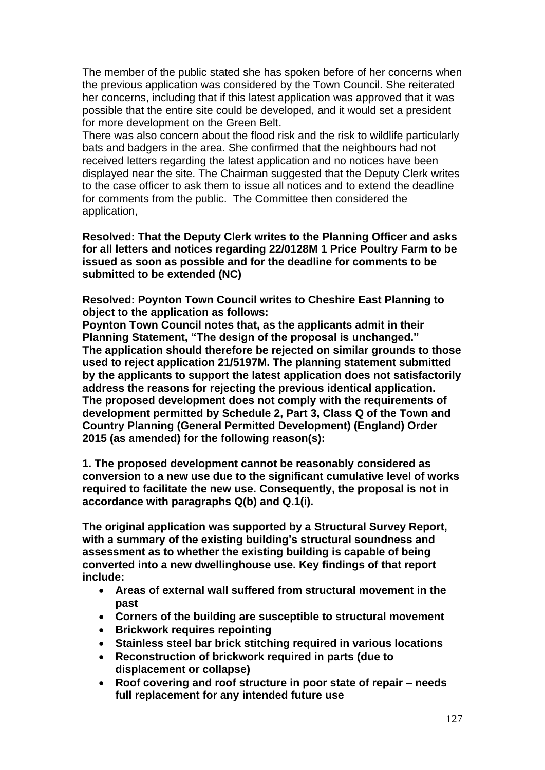The member of the public stated she has spoken before of her concerns when the previous application was considered by the Town Council. She reiterated her concerns, including that if this latest application was approved that it was possible that the entire site could be developed, and it would set a president for more development on the Green Belt.
There was also concern about the flood risk and the risk to wildlife particularly bats and badgers in the area. She confirmed that the neighbours had not received letters regarding the latest application and no notices have been displayed near the site. The Chairman suggested that the Deputy Clerk writes to the case officer to ask them to issue all notices and to extend the deadline for comments from the public. The Committee then considered the application,

**Resolved: That the Deputy Clerk writes to the Planning Officer and asks for all letters and notices regarding 22/0128M 1 Price Poultry Farm to be issued as soon as possible and for the deadline for comments to be submitted to be extended (NC)**

**Resolved: Poynton Town Council writes to Cheshire East Planning to object to the application as follows:**
**Poynton Town Council notes that, as the applicants admit in their Planning Statement, "The design of the proposal is unchanged."**
**The application should therefore be rejected on similar grounds to those used to reject application 21/5197M. The planning statement submitted by the applicants to support the latest application does not satisfactorily address the reasons for rejecting the previous identical application.**
**The proposed development does not comply with the requirements of development permitted by Schedule 2, Part 3, Class Q of the Town and Country Planning (General Permitted Development) (England) Order 2015 (as amended) for the following reason(s):**

**1. The proposed development cannot be reasonably considered as conversion to a new use due to the significant cumulative level of works required to facilitate the new use. Consequently, the proposal is not in accordance with paragraphs Q(b) and Q.1(i).**

**The original application was supported by a Structural Survey Report, with a summary of the existing building's structural soundness and assessment as to whether the existing building is capable of being converted into a new dwellinghouse use. Key findings of that report include:**

- **Areas of external wall suffered from structural movement in the past**
- **Corners of the building are susceptible to structural movement**
- **Brickwork requires repointing**
- **Stainless steel bar brick stitching required in various locations**
- **Reconstruction of brickwork required in parts (due to displacement or collapse)**
- **Roof covering and roof structure in poor state of repair – needs full replacement for any intended future use**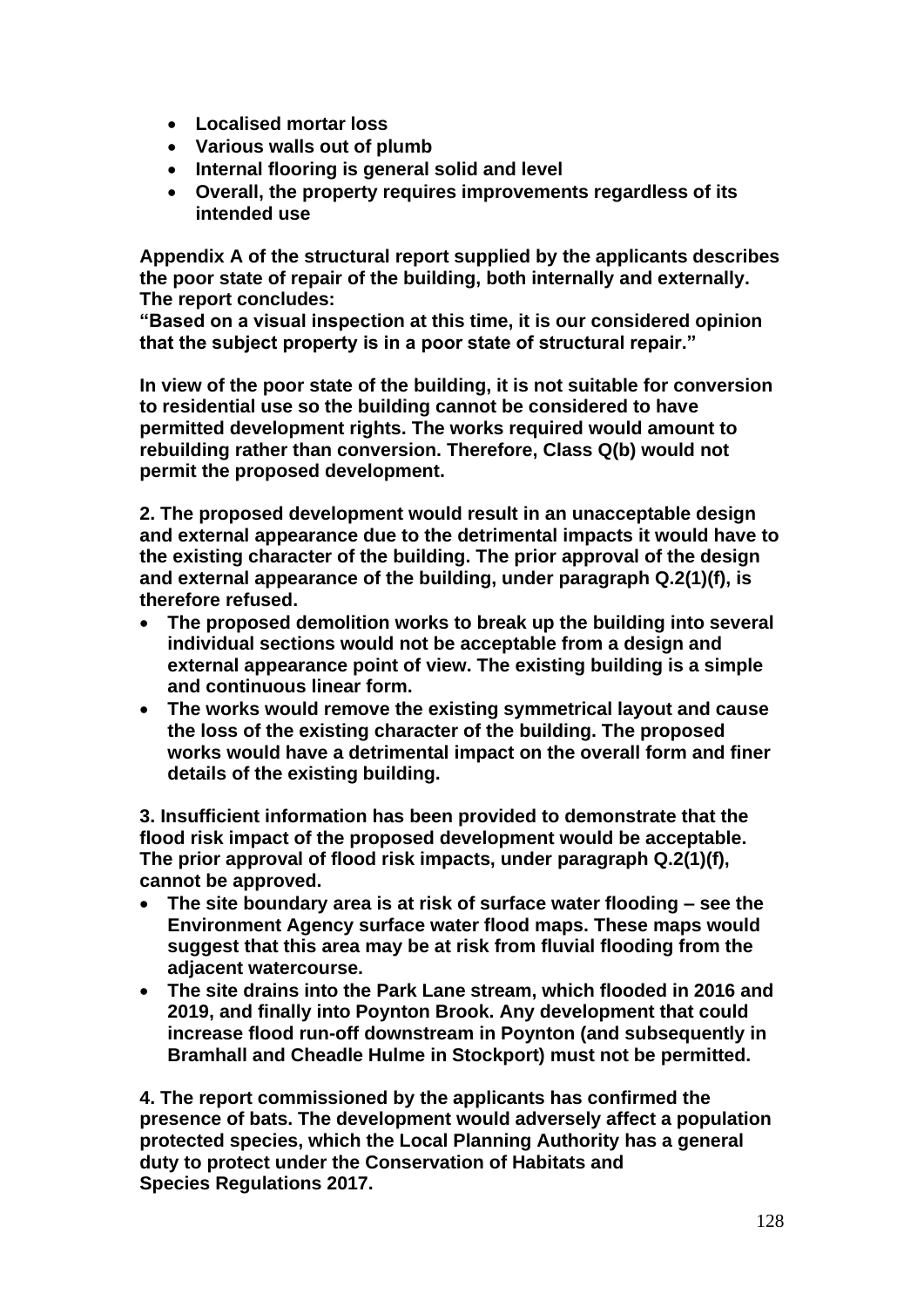- **Localised mortar loss**
- **Various walls out of plumb**
- **Internal flooring is general solid and level**
- **Overall, the property requires improvements regardless of its intended use**

**Appendix A of the structural report supplied by the applicants describes the poor state of repair of the building, both internally and externally. The report concludes:**
**"Based on a visual inspection at this time, it is our considered opinion that the subject property is in a poor state of structural repair."**

**In view of the poor state of the building, it is not suitable for conversion to residential use so the building cannot be considered to have permitted development rights. The works required would amount to rebuilding rather than conversion. Therefore, Class Q(b) would not permit the proposed development.**

**2. The proposed development would result in an unacceptable design and external appearance due to the detrimental impacts it would have to the existing character of the building. The prior approval of the design and external appearance of the building, under paragraph Q.2(1)(f), is therefore refused.**

- **The proposed demolition works to break up the building into several individual sections would not be acceptable from a design and external appearance point of view. The existing building is a simple and continuous linear form.**
- **The works would remove the existing symmetrical layout and cause the loss of the existing character of the building. The proposed works would have a detrimental impact on the overall form and finer details of the existing building.**

**3. Insufficient information has been provided to demonstrate that the flood risk impact of the proposed development would be acceptable. The prior approval of flood risk impacts, under paragraph Q.2(1)(f), cannot be approved.**

- **The site boundary area is at risk of surface water flooding – see the Environment Agency surface water flood maps. These maps would suggest that this area may be at risk from fluvial flooding from the adjacent watercourse.**
- **The site drains into the Park Lane stream, which flooded in 2016 and 2019, and finally into Poynton Brook. Any development that could increase flood run-off downstream in Poynton (and subsequently in Bramhall and Cheadle Hulme in Stockport) must not be permitted.**

**4. The report commissioned by the applicants has confirmed the presence of bats. The development would adversely affect a population protected species, which the Local Planning Authority has a general duty to protect under the Conservation of Habitats and Species Regulations 2017.**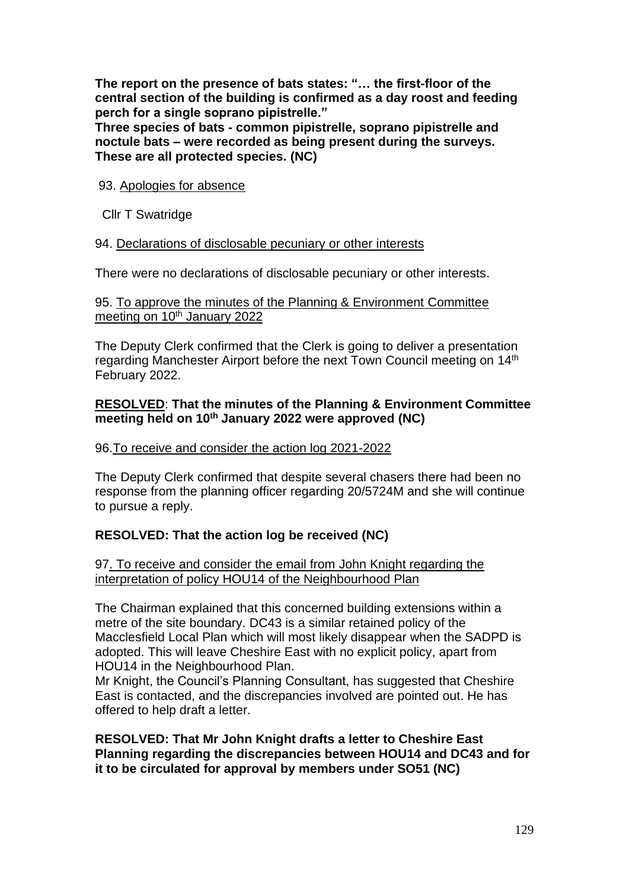**The report on the presence of bats states: "… the first-floor of the central section of the building is confirmed as a day roost and feeding perch for a single soprano pipistrelle."**
**Three species of bats - common pipistrelle, soprano pipistrelle and noctule bats – were recorded as being present during the surveys. These are all protected species. (NC)**

93. Apologies for absence

Cllr T Swatridge

94. Declarations of disclosable pecuniary or other interests

There were no declarations of disclosable pecuniary or other interests.

95. To approve the minutes of the Planning & Environment Committee meeting on 10th January 2022

The Deputy Clerk confirmed that the Clerk is going to deliver a presentation regarding Manchester Airport before the next Town Council meeting on 14th February 2022.

**RESOLVED: That the minutes of the Planning & Environment Committee meeting held on 10th January 2022 were approved (NC)**

96. To receive and consider the action log 2021-2022

The Deputy Clerk confirmed that despite several chasers there had been no response from the planning officer regarding 20/5724M and she will continue to pursue a reply.

**RESOLVED: That the action log be received (NC)**

97. To receive and consider the email from John Knight regarding the interpretation of policy HOU14 of the Neighbourhood Plan

The Chairman explained that this concerned building extensions within a metre of the site boundary. DC43 is a similar retained policy of the Macclesfield Local Plan which will most likely disappear when the SADPD is adopted. This will leave Cheshire East with no explicit policy, apart from HOU14 in the Neighbourhood Plan.
Mr Knight, the Council's Planning Consultant, has suggested that Cheshire East is contacted, and the discrepancies involved are pointed out. He has offered to help draft a letter.

**RESOLVED: That Mr John Knight drafts a letter to Cheshire East Planning regarding the discrepancies between HOU14 and DC43 and for it to be circulated for approval by members under SO51 (NC)**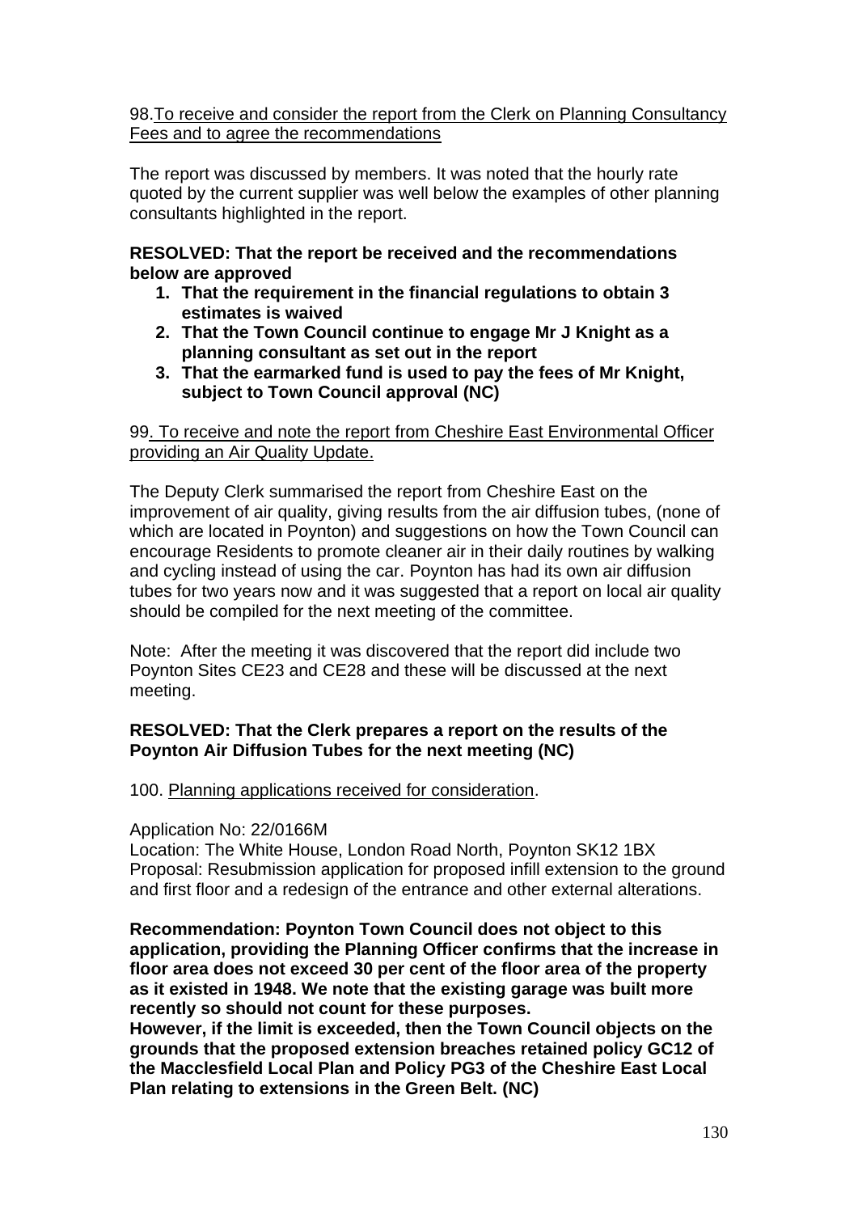98. <u>To receive and consider the report from the Clerk on Planning Consultancy Fees and to agree the recommendations</u>

The report was discussed by members. It was noted that the hourly rate quoted by the current supplier was well below the examples of other planning consultants highlighted in the report.

**RESOLVED: That the report be received and the recommendations below are approved**

1. **That the requirement in the financial regulations to obtain 3 estimates is waived**
2. **That the Town Council continue to engage Mr J Knight as a planning consultant as set out in the report**
3. **That the earmarked fund is used to pay the fees of Mr Knight, subject to Town Council approval (NC)**

99. <u>To receive and note the report from Cheshire East Environmental Officer providing an Air Quality Update.</u>

The Deputy Clerk summarised the report from Cheshire East on the improvement of air quality, giving results from the air diffusion tubes, (none of which are located in Poynton) and suggestions on how the Town Council can encourage Residents to promote cleaner air in their daily routines by walking and cycling instead of using the car. Poynton has had its own air diffusion tubes for two years now and it was suggested that a report on local air quality should be compiled for the next meeting of the committee.

Note: After the meeting it was discovered that the report did include two Poynton Sites CE23 and CE28 and these will be discussed at the next meeting.

**RESOLVED: That the Clerk prepares a report on the results of the Poynton Air Diffusion Tubes for the next meeting (NC)**

100. <u>Planning applications received for consideration</u>.

Application No: 22/0166M
Location: The White House, London Road North, Poynton SK12 1BX
Proposal: Resubmission application for proposed infill extension to the ground and first floor and a redesign of the entrance and other external alterations.

**Recommendation: Poynton Town Council does not object to this application, providing the Planning Officer confirms that the increase in floor area does not exceed 30 per cent of the floor area of the property as it existed in 1948. We note that the existing garage was built more recently so should not count for these purposes.**
**However, if the limit is exceeded, then the Town Council objects on the grounds that the proposed extension breaches retained policy GC12 of the Macclesfield Local Plan and Policy PG3 of the Cheshire East Local Plan relating to extensions in the Green Belt. (NC)**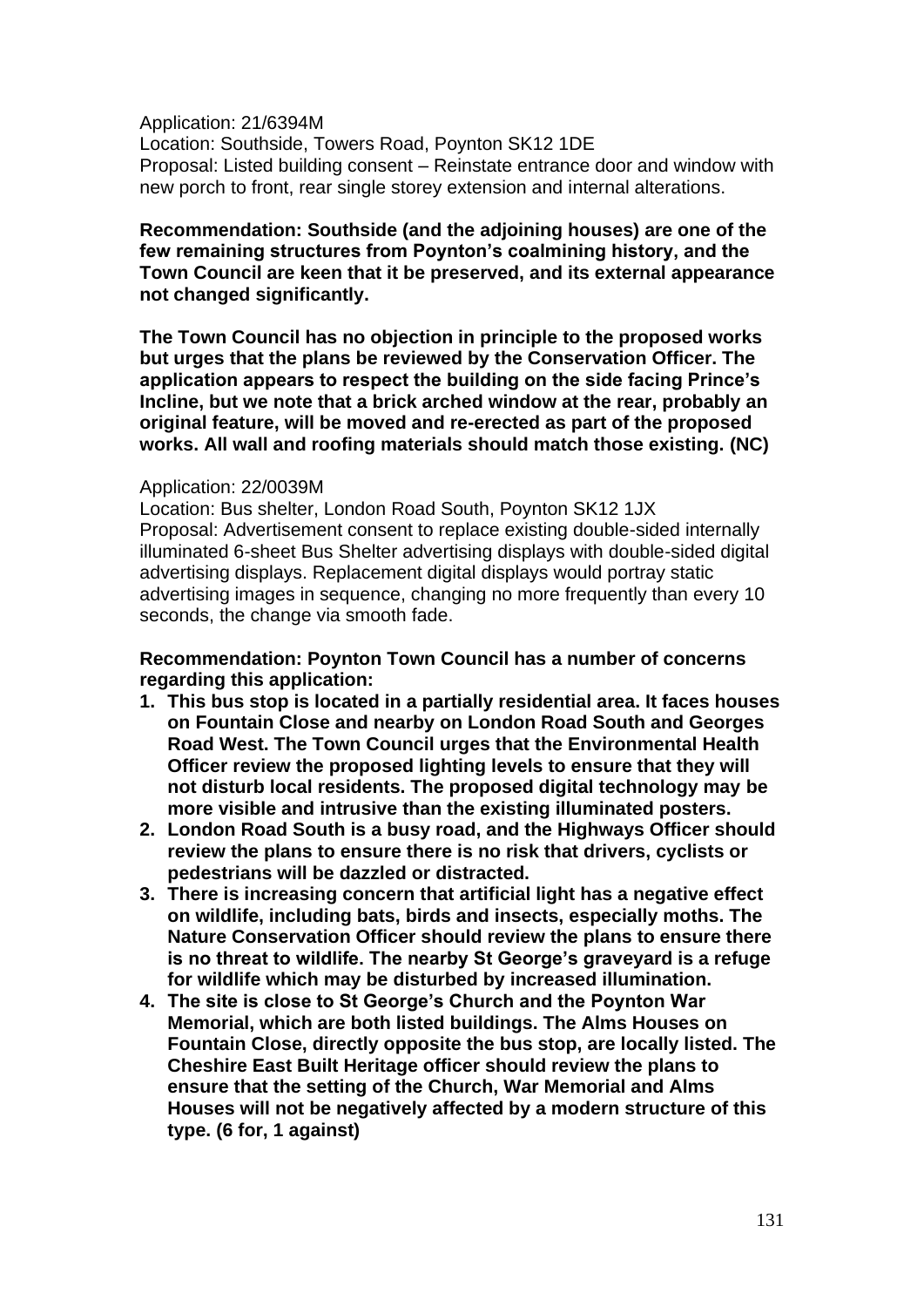Application: 21/6394M
Location: Southside, Towers Road, Poynton SK12 1DE
Proposal: Listed building consent – Reinstate entrance door and window with new porch to front, rear single storey extension and internal alterations.

**Recommendation: Southside (and the adjoining houses) are one of the few remaining structures from Poynton's coalmining history, and the Town Council are keen that it be preserved, and its external appearance not changed significantly.**

**The Town Council has no objection in principle to the proposed works but urges that the plans be reviewed by the Conservation Officer. The application appears to respect the building on the side facing Prince's Incline, but we note that a brick arched window at the rear, probably an original feature, will be moved and re-erected as part of the proposed works. All wall and roofing materials should match those existing. (NC)**

Application: 22/0039M
Location: Bus shelter, London Road South, Poynton SK12 1JX
Proposal: Advertisement consent to replace existing double-sided internally illuminated 6-sheet Bus Shelter advertising displays with double-sided digital advertising displays. Replacement digital displays would portray static advertising images in sequence, changing no more frequently than every 10 seconds, the change via smooth fade.

**Recommendation: Poynton Town Council has a number of concerns regarding this application:**

1. **This bus stop is located in a partially residential area. It faces houses on Fountain Close and nearby on London Road South and Georges Road West. The Town Council urges that the Environmental Health Officer review the proposed lighting levels to ensure that they will not disturb local residents. The proposed digital technology may be more visible and intrusive than the existing illuminated posters.**
2. **London Road South is a busy road, and the Highways Officer should review the plans to ensure there is no risk that drivers, cyclists or pedestrians will be dazzled or distracted.**
3. **There is increasing concern that artificial light has a negative effect on wildlife, including bats, birds and insects, especially moths. The Nature Conservation Officer should review the plans to ensure there is no threat to wildlife. The nearby St George's graveyard is a refuge for wildlife which may be disturbed by increased illumination.**
4. **The site is close to St George's Church and the Poynton War Memorial, which are both listed buildings. The Alms Houses on Fountain Close, directly opposite the bus stop, are locally listed. The Cheshire East Built Heritage officer should review the plans to ensure that the setting of the Church, War Memorial and Alms Houses will not be negatively affected by a modern structure of this type. (6 for, 1 against)**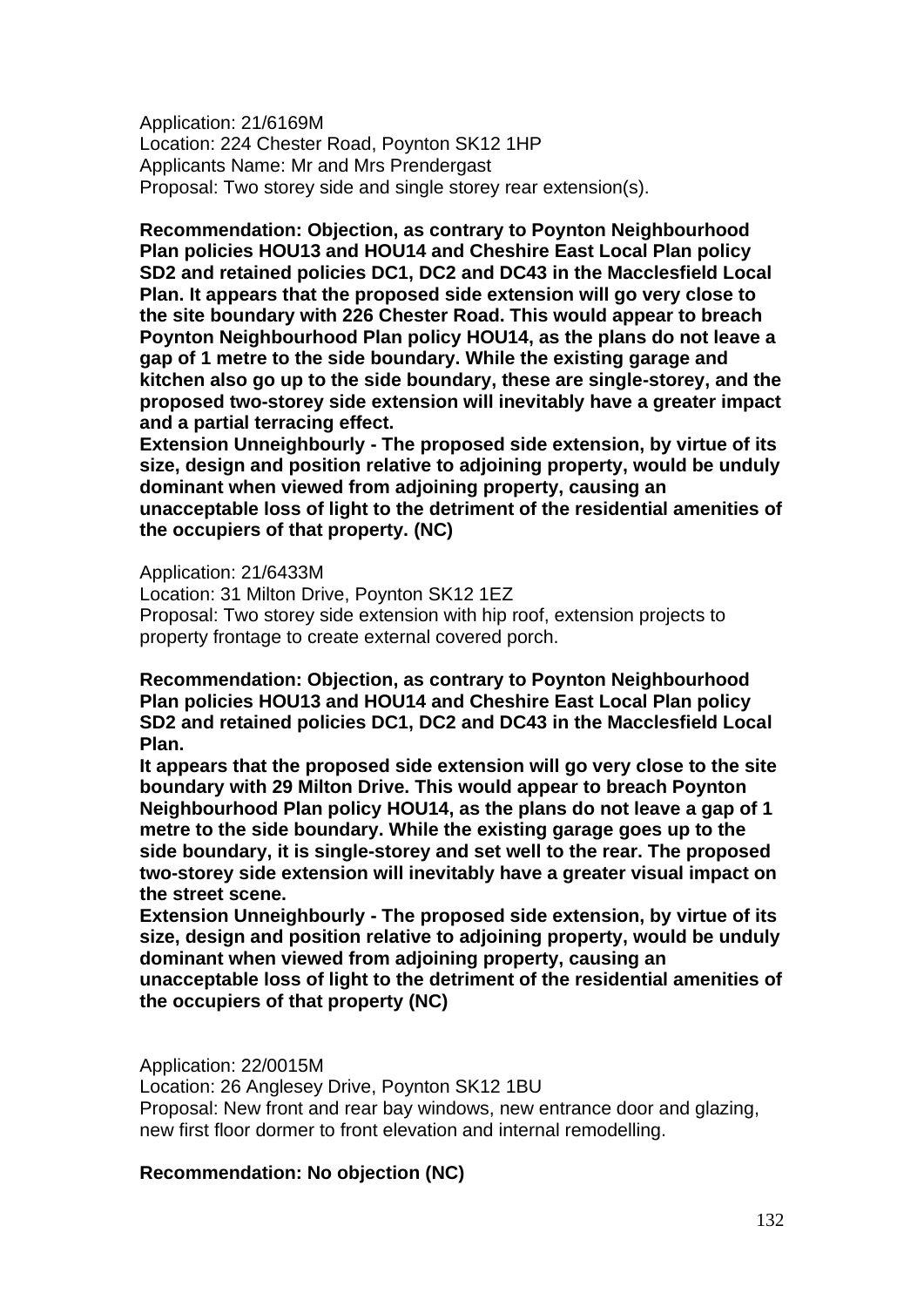Application: 21/6169M
Location: 224 Chester Road, Poynton SK12 1HP
Applicants Name: Mr and Mrs Prendergast
Proposal: Two storey side and single storey rear extension(s).

**Recommendation: Objection, as contrary to Poynton Neighbourhood Plan policies HOU13 and HOU14 and Cheshire East Local Plan policy SD2 and retained policies DC1, DC2 and DC43 in the Macclesfield Local Plan. It appears that the proposed side extension will go very close to the site boundary with 226 Chester Road. This would appear to breach Poynton Neighbourhood Plan policy HOU14, as the plans do not leave a gap of 1 metre to the side boundary. While the existing garage and kitchen also go up to the side boundary, these are single-storey, and the proposed two-storey side extension will inevitably have a greater impact and a partial terracing effect.**
**Extension Unneighbourly - The proposed side extension, by virtue of its size, design and position relative to adjoining property, would be unduly dominant when viewed from adjoining property, causing an unacceptable loss of light to the detriment of the residential amenities of the occupiers of that property. (NC)**

Application: 21/6433M
Location: 31 Milton Drive, Poynton SK12 1EZ
Proposal: Two storey side extension with hip roof, extension projects to property frontage to create external covered porch.

**Recommendation: Objection, as contrary to Poynton Neighbourhood Plan policies HOU13 and HOU14 and Cheshire East Local Plan policy SD2 and retained policies DC1, DC2 and DC43 in the Macclesfield Local Plan.**
**It appears that the proposed side extension will go very close to the site boundary with 29 Milton Drive. This would appear to breach Poynton Neighbourhood Plan policy HOU14, as the plans do not leave a gap of 1 metre to the side boundary. While the existing garage goes up to the side boundary, it is single-storey and set well to the rear. The proposed two-storey side extension will inevitably have a greater visual impact on the street scene.**
**Extension Unneighbourly - The proposed side extension, by virtue of its size, design and position relative to adjoining property, would be unduly dominant when viewed from adjoining property, causing an unacceptable loss of light to the detriment of the residential amenities of the occupiers of that property (NC)**

Application: 22/0015M
Location: 26 Anglesey Drive, Poynton SK12 1BU
Proposal: New front and rear bay windows, new entrance door and glazing, new first floor dormer to front elevation and internal remodelling.

**Recommendation: No objection (NC)**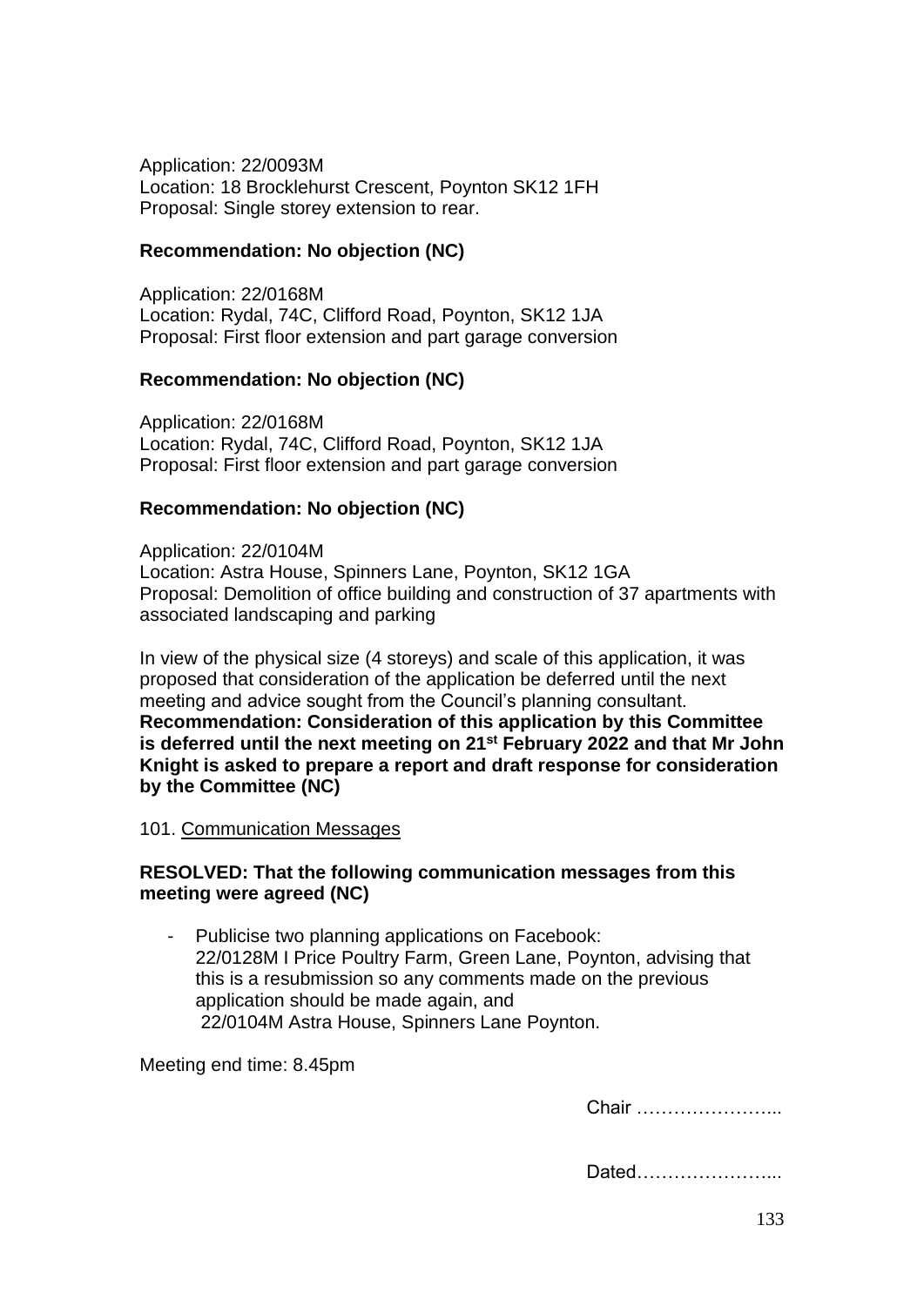Application: 22/0093M
Location: 18 Brocklehurst Crescent, Poynton SK12 1FH
Proposal: Single storey extension to rear.

**Recommendation: No objection (NC)**

Application: 22/0168M
Location: Rydal, 74C, Clifford Road, Poynton, SK12 1JA
Proposal: First floor extension and part garage conversion

**Recommendation: No objection (NC)**

Application: 22/0168M
Location: Rydal, 74C, Clifford Road, Poynton, SK12 1JA
Proposal: First floor extension and part garage conversion

**Recommendation: No objection (NC)**

Application: 22/0104M
Location: Astra House, Spinners Lane, Poynton, SK12 1GA
Proposal: Demolition of office building and construction of 37 apartments with associated landscaping and parking

In view of the physical size (4 storeys) and scale of this application, it was proposed that consideration of the application be deferred until the next meeting and advice sought from the Council's planning consultant.
**Recommendation: Consideration of this application by this Committee is deferred until the next meeting on 21st February 2022 and that Mr John Knight is asked to prepare a report and draft response for consideration by the Committee (NC)**

101. Communication Messages

**RESOLVED: That the following communication messages from this meeting were agreed (NC)**

- Publicise two planning applications on Facebook:
  22/0128M I Price Poultry Farm, Green Lane, Poynton, advising that this is a resubmission so any comments made on the previous application should be made again, and
  22/0104M Astra House, Spinners Lane Poynton.

Meeting end time: 8.45pm

Chift ……………………..

Dated…………………...

Application: 22/0093M
Location: 18 Brocklehurst Crescent, Poynton SK12 1FH
Proposal: Single storey extension to rear.

**Recommendation: No objection (NC)**

Application: 22/0168M
Location: Rydal, 74C, Clifford Road, Poynton, SK12 1JA
Proposal: First floor extension and part garage conversion

**Recommendation: No objection (NC)**

Application: 22/0168M
Location: Rydal, 74C, Clifford Road, Poynton, SK12 1JA
Proposal: First floor extension and part garage conversion

**Recommendation: No objection (NC)**

Application: 22/0104M
Location: Astra House, Spinners Lane, Poynton, SK12 1GA
Proposal: Demolition of office building and construction of 37 apartments with associated landscaping and parking

In view of the physical size (4 storeys) and scale of this application, it was proposed that consideration of the application be deferred until the next meeting and advice sought from the Council's planning consultant.
**Recommendation: Consideration of this application by this Committee is deferred until the next meeting on 21st February 2022 and that Mr John Knight is asked to prepare a report and draft response for consideration by the Committee (NC)**

101. Communication Messages

**RESOLVED: That the following communication messages from this meeting were agreed (NC)**

- Publicise two planning applications on Facebook:
  22/0128M I Price Poultry Farm, Green Lane, Poynton, advising that this is a resubmission so any comments made on the previous application should be made again, and
  22/0104M Astra House, Spinners Lane Poynton.

Meeting end time: 8.45pm

Chair ……………………..

Dated…………………...